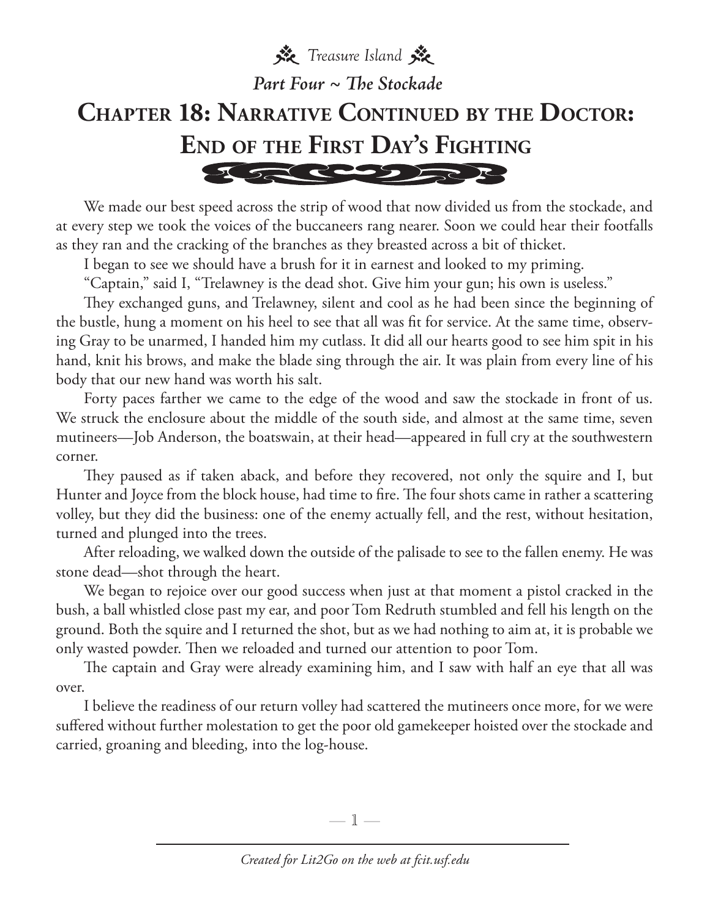*Part Four ~ The Stockade*

# Chapter 18: Narrative Continued by the Doctor: End of the First Day's Fighting

We made our best speed across the strip of wood that now divided us from the stockade, and at every step we took the voices of the buccaneers rang nearer. Soon we could hear their footfalls as they ran and the cracking of the branches as they breasted across a bit of thicket.

I began to see we should have a brush for it in earnest and looked to my priming.

"Captain," said I, "Trelawney is the dead shot. Give him your gun; his own is useless."

They exchanged guns, and Trelawney, silent and cool as he had been since the beginning of the bustle, hung a moment on his heel to see that all was fit for service. At the same time, observing Gray to be unarmed, I handed him my cutlass. It did all our hearts good to see him spit in his hand, knit his brows, and make the blade sing through the air. It was plain from every line of his body that our new hand was worth his salt.

Forty paces farther we came to the edge of the wood and saw the stockade in front of us. We struck the enclosure about the middle of the south side, and almost at the same time, seven mutineers—Job Anderson, the boatswain, at their head—appeared in full cry at the southwestern corner.

They paused as if taken aback, and before they recovered, not only the squire and I, but Hunter and Joyce from the block house, had time to fire. The four shots came in rather a scattering volley, but they did the business: one of the enemy actually fell, and the rest, without hesitation, turned and plunged into the trees.

After reloading, we walked down the outside of the palisade to see to the fallen enemy. He was stone dead—shot through the heart.

We began to rejoice over our good success when just at that moment a pistol cracked in the bush, a ball whistled close past my ear, and poor Tom Redruth stumbled and fell his length on the ground. Both the squire and I returned the shot, but as we had nothing to aim at, it is probable we only wasted powder. Then we reloaded and turned our attention to poor Tom.

The captain and Gray were already examining him, and I saw with half an eye that all was over.

I believe the readiness of our return volley had scattered the mutineers once more, for we were suffered without further molestation to get the poor old gamekeeper hoisted over the stockade and carried, groaning and bleeding, into the log-house.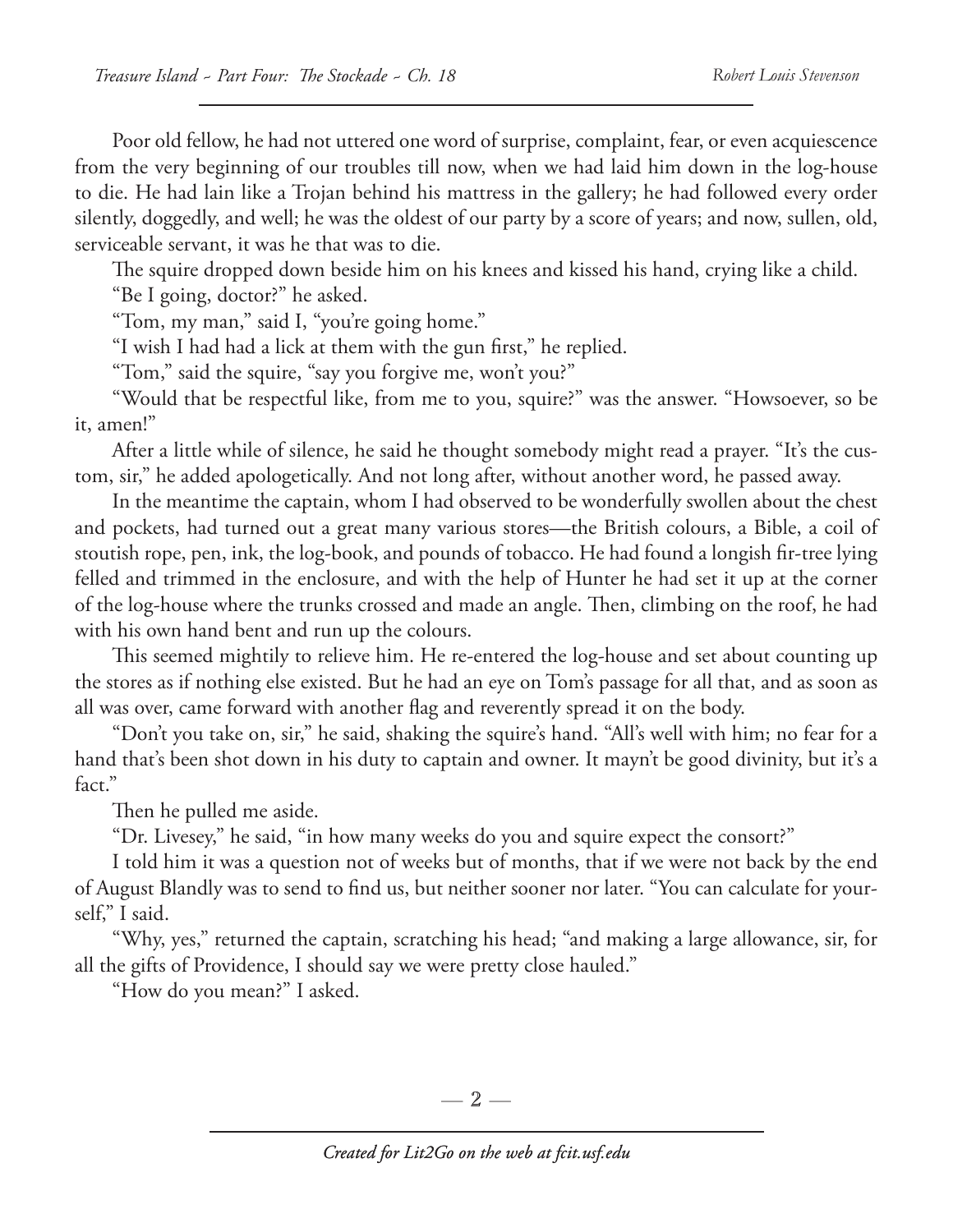Poor old fellow, he had not uttered one word of surprise, complaint, fear, or even acquiescence from the very beginning of our troubles till now, when we had laid him down in the log-house to die. He had lain like a Trojan behind his mattress in the gallery; he had followed every order silently, doggedly, and well; he was the oldest of our party by a score of years; and now, sullen, old, serviceable servant, it was he that was to die.

The squire dropped down beside him on his knees and kissed his hand, crying like a child.

"Be I going, doctor?" he asked.

"Tom, my man," said I, "you're going home."

"I wish I had had a lick at them with the gun first," he replied.

"Tom," said the squire, "say you forgive me, won't you?"

"Would that be respectful like, from me to you, squire?" was the answer. "Howsoever, so be it, amen!"

After a little while of silence, he said he thought somebody might read a prayer. "It's the custom, sir," he added apologetically. And not long after, without another word, he passed away.

In the meantime the captain, whom I had observed to be wonderfully swollen about the chest and pockets, had turned out a great many various stores—the British colours, a Bible, a coil of stoutish rope, pen, ink, the log-book, and pounds of tobacco. He had found a longish fir-tree lying felled and trimmed in the enclosure, and with the help of Hunter he had set it up at the corner of the log-house where the trunks crossed and made an angle. Then, climbing on the roof, he had with his own hand bent and run up the colours.

This seemed mightily to relieve him. He re-entered the log-house and set about counting up the stores as if nothing else existed. But he had an eye on Tom's passage for all that, and as soon as all was over, came forward with another flag and reverently spread it on the body.

"Don't you take on, sir," he said, shaking the squire's hand. "All's well with him; no fear for a hand that's been shot down in his duty to captain and owner. It mayn't be good divinity, but it's a fact."

Then he pulled me aside.

"Dr. Livesey," he said, "in how many weeks do you and squire expect the consort?"

I told him it was a question not of weeks but of months, that if we were not back by the end of August Blandly was to send to find us, but neither sooner nor later. "You can calculate for yourself," I said.

"Why, yes," returned the captain, scratching his head; "and making a large allowance, sir, for all the gifts of Providence, I should say we were pretty close hauled."

"How do you mean?" I asked.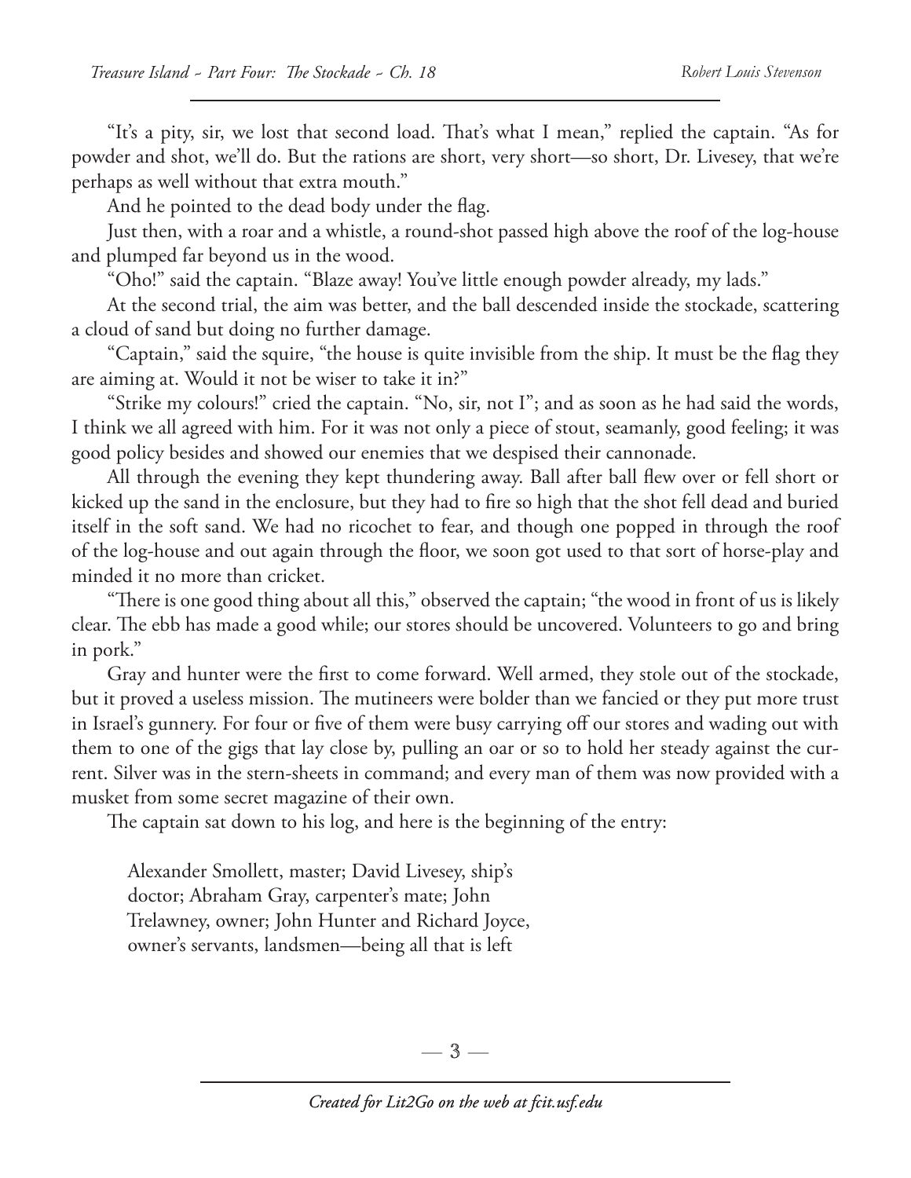"It's a pity, sir, we lost that second load. That's what I mean," replied the captain. "As for powder and shot, we'll do. But the rations are short, very short—so short, Dr. Livesey, that we're perhaps as well without that extra mouth."

And he pointed to the dead body under the flag.

Just then, with a roar and a whistle, a round-shot passed high above the roof of the log-house and plumped far beyond us in the wood.

"Oho!" said the captain. "Blaze away! You've little enough powder already, my lads."

At the second trial, the aim was better, and the ball descended inside the stockade, scattering a cloud of sand but doing no further damage.

"Captain," said the squire, "the house is quite invisible from the ship. It must be the flag they are aiming at. Would it not be wiser to take it in?"

"Strike my colours!" cried the captain. "No, sir, not I"; and as soon as he had said the words, I think we all agreed with him. For it was not only a piece of stout, seamanly, good feeling; it was good policy besides and showed our enemies that we despised their cannonade.

All through the evening they kept thundering away. Ball after ball flew over or fell short or kicked up the sand in the enclosure, but they had to fire so high that the shot fell dead and buried itself in the soft sand. We had no ricochet to fear, and though one popped in through the roof of the log-house and out again through the floor, we soon got used to that sort of horse-play and minded it no more than cricket.

"There is one good thing about all this," observed the captain; "the wood in front of us is likely clear. The ebb has made a good while; our stores should be uncovered. Volunteers to go and bring in pork."

Gray and hunter were the first to come forward. Well armed, they stole out of the stockade, but it proved a useless mission. The mutineers were bolder than we fancied or they put more trust in Israel's gunnery. For four or five of them were busy carrying off our stores and wading out with them to one of the gigs that lay close by, pulling an oar or so to hold her steady against the current. Silver was in the stern-sheets in command; and every man of them was now provided with a musket from some secret magazine of their own.

The captain sat down to his log, and here is the beginning of the entry:

> Alexander Smollett, master; David Livesey, ship's doctor; Abraham Gray, carpenter's mate; John Trelawney, owner; John Hunter and Richard Joyce, owner's servants, landsmen—being all that is left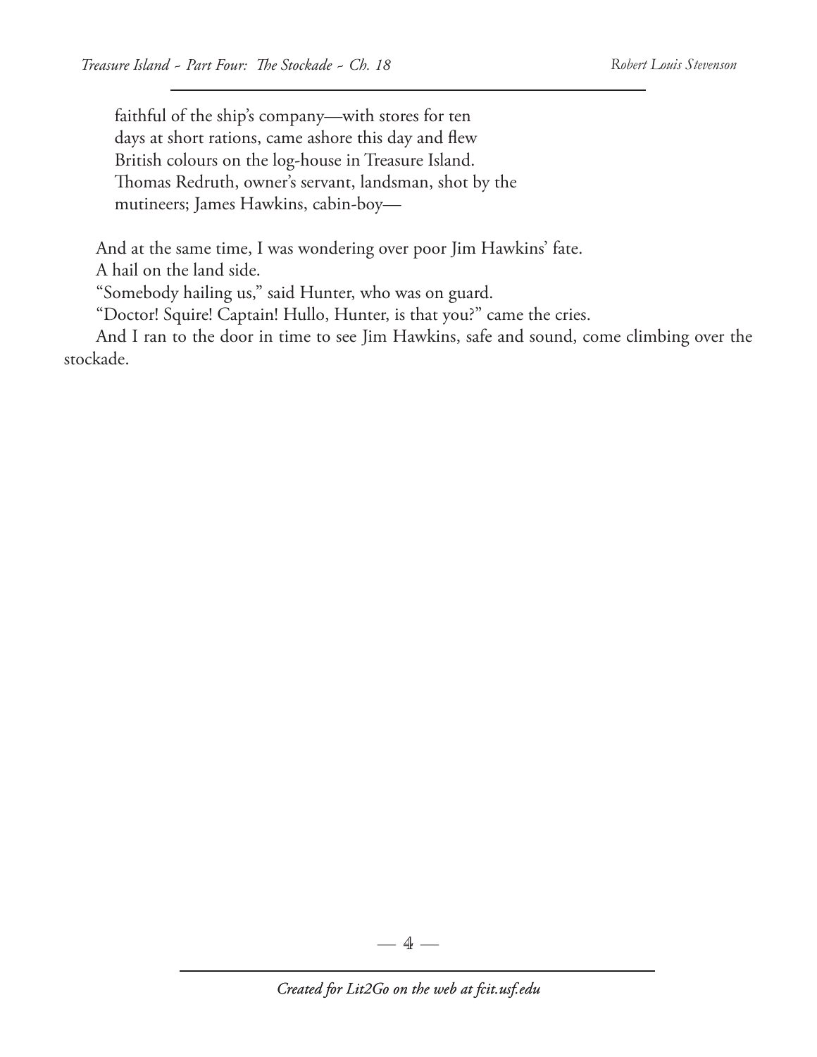faithful of the ship's company—with stores for ten
days at short rations, came ashore this day and flew
British colours on the log-house in Treasure Island.
Thomas Redruth, owner's servant, landsman, shot by the
mutineers; James Hawkins, cabin-boy—

And at the same time, I was wondering over poor Jim Hawkins' fate.

A hail on the land side.

"Somebody hailing us," said Hunter, who was on guard.

"Doctor! Squire! Captain! Hullo, Hunter, is that you?" came the cries.

And I ran to the door in time to see Jim Hawkins, safe and sound, come climbing over the stockade.